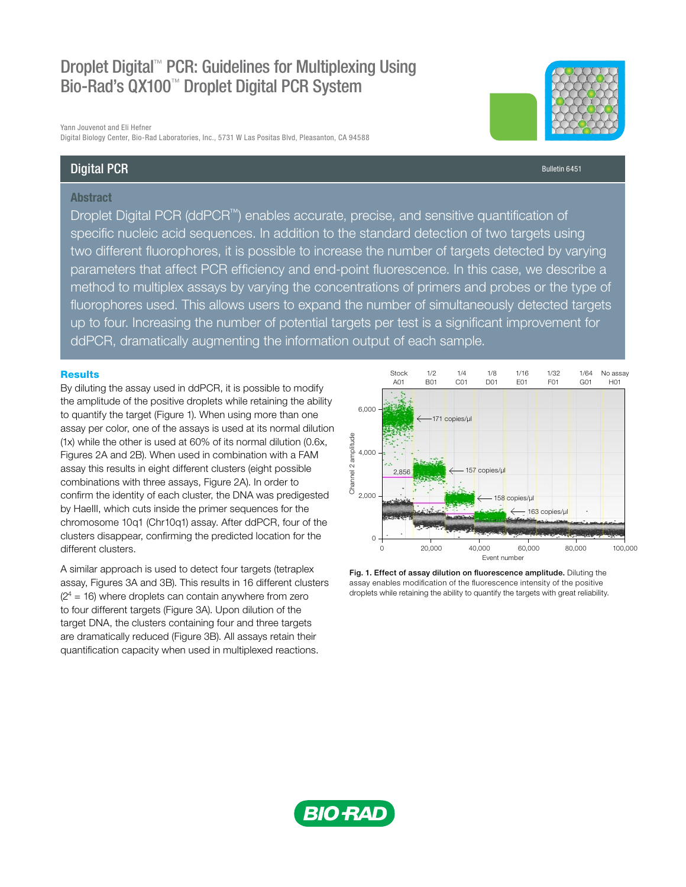# Droplet Digital™ PCR: Guidelines for Multiplexing Using Bio-Rad's QX100™ Droplet Digital PCR System

Yann Jouvenot and Eli Hefner
Digital Biology Center, Bio-Rad Laboratories, Inc., 5731 W Las Positas Blvd, Pleasanton, CA 94588

## Digital PCR

Bulletin 6451

### Abstract

Droplet Digital PCR (ddPCR™) enables accurate, precise, and sensitive quantification of specific nucleic acid sequences. In addition to the standard detection of two targets using two different fluorophores, it is possible to increase the number of targets detected by varying parameters that affect PCR efficiency and end-point fluorescence. In this case, we describe a method to multiplex assays by varying the concentrations of primers and probes or the type of fluorophores used. This allows users to expand the number of simultaneously detected targets up to four. Increasing the number of potential targets per test is a significant improvement for ddPCR, dramatically augmenting the information output of each sample.

## Results

By diluting the assay used in ddPCR, it is possible to modify the amplitude of the positive droplets while retaining the ability to quantify the target (Figure 1). When using more than one assay per color, one of the assays is used at its normal dilution (1x) while the other is used at 60% of its normal dilution (0.6x, Figures 2A and 2B). When used in combination with a FAM assay this results in eight different clusters (eight possible combinations with three assays, Figure 2A). In order to confirm the identity of each cluster, the DNA was predigested by HaeIII, which cuts inside the primer sequences for the chromosome 10q1 (Chr10q1) assay. After ddPCR, four of the clusters disappear, confirming the predicted location for the different clusters.

A similar approach is used to detect four targets (tetraplex assay, Figures 3A and 3B). This results in 16 different clusters ($2^4 = 16$) where droplets can contain anywhere from zero to four different targets (Figure 3A). Upon dilution of the target DNA, the clusters containing four and three targets are dramatically reduced (Figure 3B). All assays retain their quantification capacity when used in multiplexed reactions.

**Fig. 1. Effect of assay dilution on fluorescence amplitude.** Diluting the assay enables modification of the fluorescence intensity of the positive droplets while retaining the ability to quantify the targets with great reliability.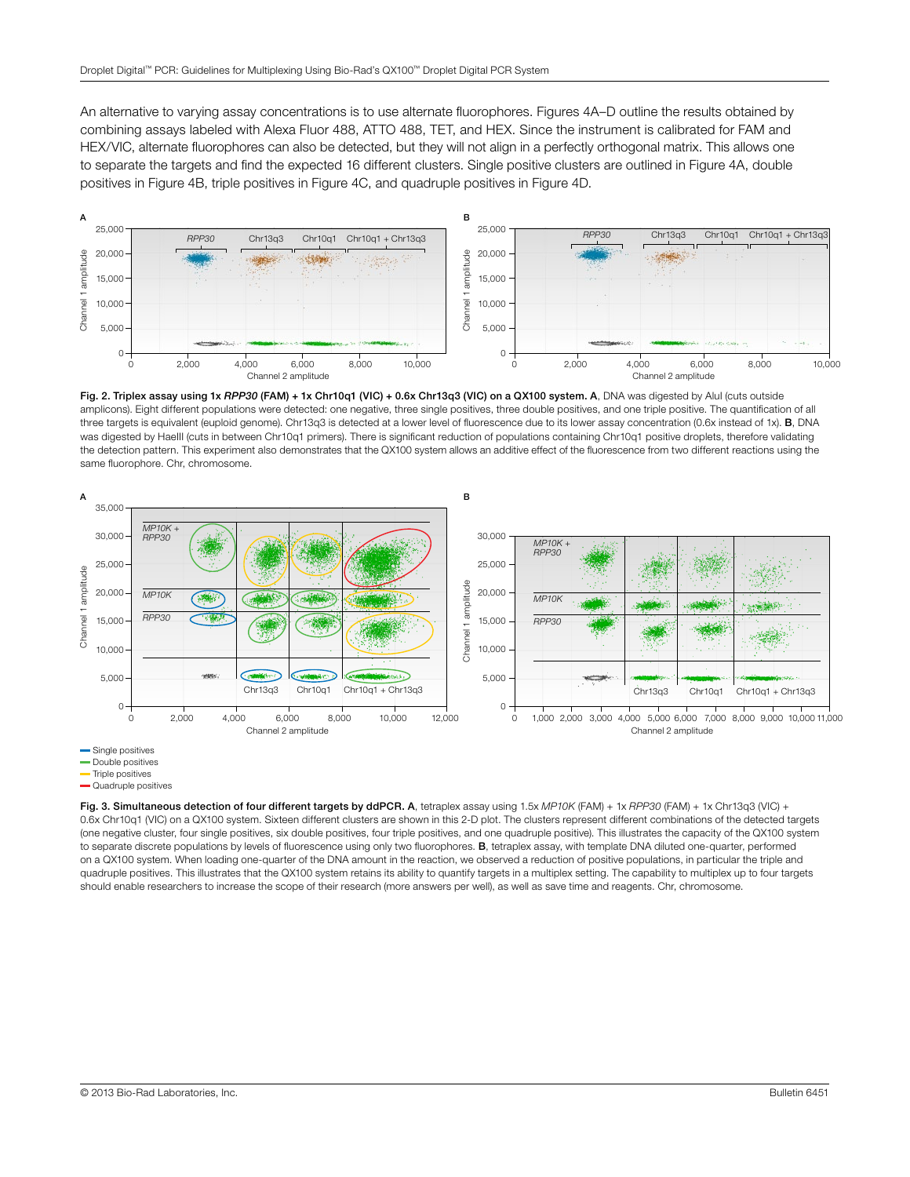An alternative to varying assay concentrations is to use alternate fluorophores. Figures 4A–D outline the results obtained by combining assays labeled with Alexa Fluor 488, ATTO 488, TET, and HEX. Since the instrument is calibrated for FAM and HEX/VIC, alternate fluorophores can also be detected, but they will not align in a perfectly orthogonal matrix. This allows one to separate the targets and find the expected 16 different clusters. Single positive clusters are outlined in Figure 4A, double positives in Figure 4B, triple positives in Figure 4C, and quadruple positives in Figure 4D.

**Fig. 2. Triplex assay using 1x *RPP30* (FAM) + 1x Chr10q1 (VIC) + 0.6x Chr13q3 (VIC) on a QX100 system. A**, DNA was digested by AluI (cuts outside amplicons). Eight different populations were detected: one negative, three single positives, three double positives, and one triple positive. The quantification of all three targets is equivalent (euploid genome). Chr13q3 is detected at a lower level of fluorescence due to its lower assay concentration (0.6x instead of 1x). **B**, DNA was digested by HaeIII (cuts in between Chr10q1 primers). There is significant reduction of populations containing Chr10q1 positive droplets, therefore validating the detection pattern. This experiment also demonstrates that the QX100 system allows an additive effect of the fluorescence from two different reactions using the same fluorophore. Chr, chromosome.

**Fig. 3. Simultaneous detection of four different targets by ddPCR. A**, tetraplex assay using 1.5x *MP10K* (FAM) + 1x *RPP30* (FAM) + 1x Chr13q3 (VIC) + 0.6x Chr10q1 (VIC) on a QX100 system. Sixteen different clusters are shown in this 2-D plot. The clusters represent different combinations of the detected targets (one negative cluster, four single positives, six double positives, four triple positives, and one quadruple positive). This illustrates the capacity of the QX100 system to separate discrete populations by levels of fluorescence using only two fluorophores. **B**, tetraplex assay, with template DNA diluted one-quarter, performed on a QX100 system. When loading one-quarter of the DNA amount in the reaction, we observed a reduction of positive populations, in particular the triple and quadruple positives. This illustrates that the QX100 system retains its ability to quantify targets in a multiplex setting. The capability to multiplex up to four targets should enable researchers to increase the scope of their research (more answers per well), as well as save time and reagents. Chr, chromosome.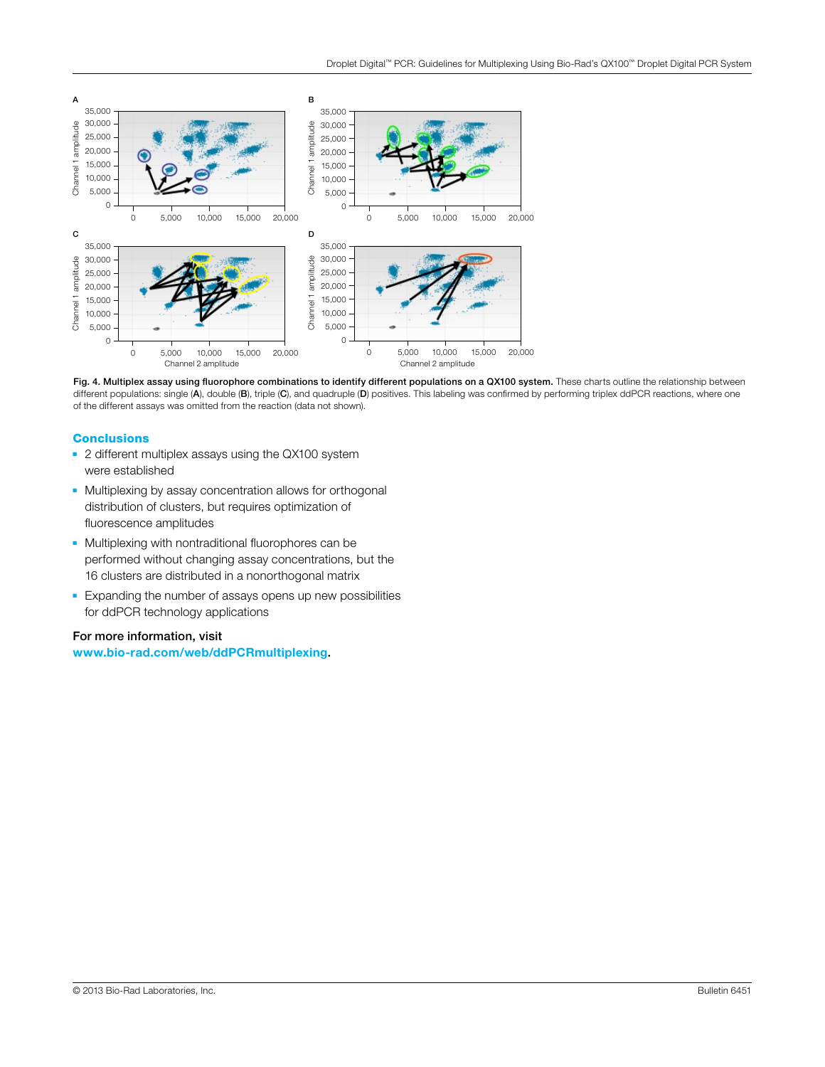**Fig. 4. Multiplex assay using fluorophore combinations to identify different populations on a QX100 system.** These charts outline the relationship between different populations: single (**A**), double (**B**), triple (**C**), and quadruple (**D**) positives. This labeling was confirmed by performing triplex ddPCR reactions, where one of the different assays was omitted from the reaction (data not shown).

## Conclusions

- 2 different multiplex assays using the QX100 system were established
- Multiplexing by assay concentration allows for orthogonal distribution of clusters, but requires optimization of fluorescence amplitudes
- Multiplexing with nontraditional fluorophores can be performed without changing assay concentrations, but the 16 clusters are distributed in a nonorthogonal matrix
- Expanding the number of assays opens up new possibilities for ddPCR technology applications

For more information, visit
**www.bio-rad.com/web/ddPCRmultiplexing**.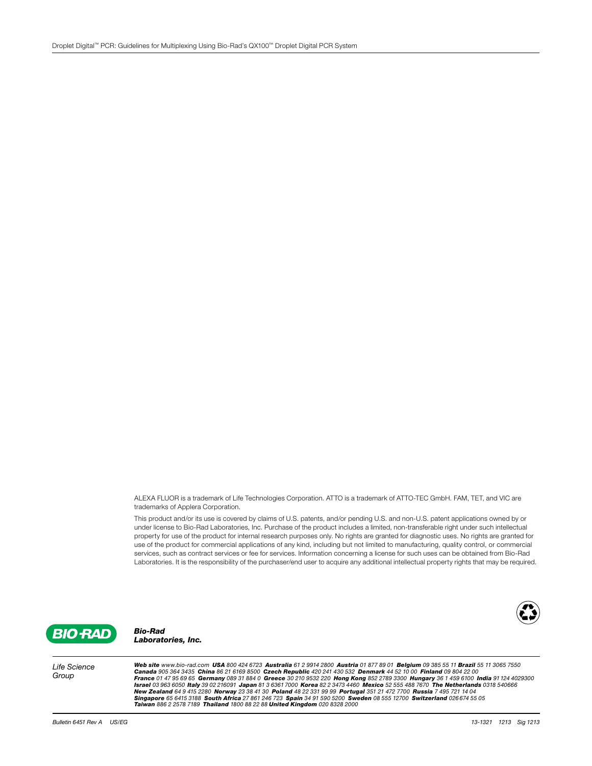ALEXA FLUOR is a trademark of Life Technologies Corporation. ATTO is a trademark of ATTO-TEC GmbH. FAM, TET, and VIC are trademarks of Applera Corporation.

This product and/or its use is covered by claims of U.S. patents, and/or pending U.S. and non-U.S. patent applications owned by or under license to Bio-Rad Laboratories, Inc. Purchase of the product includes a limited, non-transferable right under such intellectual property for use of the product for internal research purposes only. No rights are granted for diagnostic uses. No rights are granted for use of the product for commercial applications of any kind, including but not limited to manufacturing, quality control, or commercial services, such as contract services or fee for services. Information concerning a license for such uses can be obtained from Bio-Rad Laboratories. It is the responsibility of the purchaser/end user to acquire any additional intellectual property rights that may be required.

BIO-RAD

***Bio-Rad Laboratories, Inc.***

*Life Science Group*

***Web site*** *www.bio-rad.com* ***USA*** *800 424 6723* ***Australia*** *61 2 9914 2800* ***Austria*** *01 877 89 01* ***Belgium*** *09 385 55 11* ***Brazil*** *55 11 3065 7550* ***Canada*** *905 364 3435* ***China*** *86 21 6169 8500* ***Czech Republic*** *420 241 430 532* ***Denmark*** *44 52 10 00* ***Finland*** *09 804 22 00* ***France*** *01 47 95 69 65* ***Germany*** *089 31 884 0* ***Greece*** *30 210 9532 220* ***Hong Kong*** *852 2789 3300* ***Hungary*** *36 1 459 6100* ***India*** *91 124 4029300* ***Israel*** *03 963 6050* ***Italy*** *39 02 216091* ***Japan*** *81 3 6361 7000* ***Korea*** *82 2 3473 4460* ***Mexico*** *52 555 488 7670* ***The Netherlands*** *0318 540666* ***New Zealand*** *64 9 415 2280* ***Norway*** *23 38 41 30* ***Poland*** *48 22 331 99 99* ***Portugal*** *351 21 472 7700* ***Russia*** *7 495 721 14 04* ***Singapore*** *65 6415 3188* ***South Africa*** *27 861 246 723* ***Spain*** *34 91 590 5200* ***Sweden*** *08 555 12700* ***Switzerland*** *026 674 55 05* ***Taiwan*** *886 2 2578 7189* ***Thailand*** *1800 88 22 88* ***United Kingdom*** *020 8328 2000*

*Bulletin 6451 Rev A US/EG* *13-1321 1213 Sig 1213*